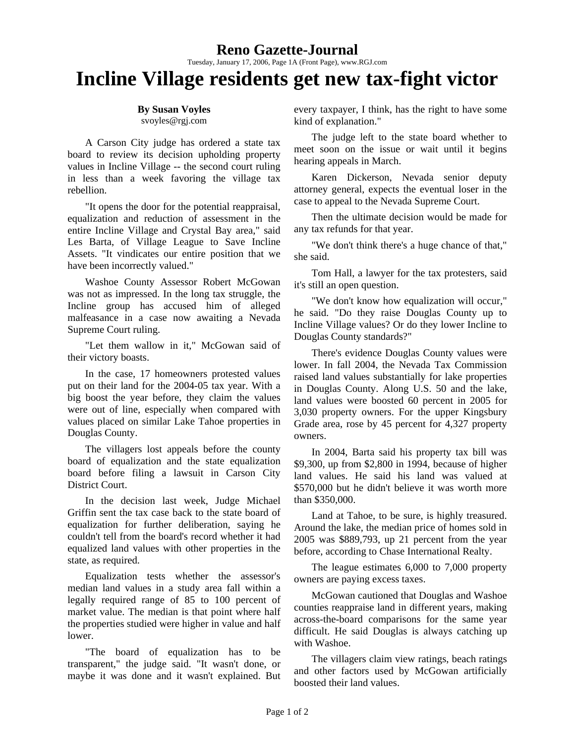**Reno Gazette-Journal**

Tuesday, January 17, 2006, Page 1A (Front Page), www.RGJ.com

# Incline Village residents get new tax-fight victor

**By Susan Voyles**
svoyles@rgj.com

A Carson City judge has ordered a state tax board to review its decision upholding property values in Incline Village -- the second court ruling in less than a week favoring the village tax rebellion.

"It opens the door for the potential reappraisal, equalization and reduction of assessment in the entire Incline Village and Crystal Bay area," said Les Barta, of Village League to Save Incline Assets. "It vindicates our entire position that we have been incorrectly valued."

Washoe County Assessor Robert McGowan was not as impressed. In the long tax struggle, the Incline group has accused him of alleged malfeasance in a case now awaiting a Nevada Supreme Court ruling.

"Let them wallow in it," McGowan said of their victory boasts.

In the case, 17 homeowners protested values put on their land for the 2004-05 tax year. With a big boost the year before, they claim the values were out of line, especially when compared with values placed on similar Lake Tahoe properties in Douglas County.

The villagers lost appeals before the county board of equalization and the state equalization board before filing a lawsuit in Carson City District Court.

In the decision last week, Judge Michael Griffin sent the tax case back to the state board of equalization for further deliberation, saying he couldn't tell from the board's record whether it had equalized land values with other properties in the state, as required.

Equalization tests whether the assessor's median land values in a study area fall within a legally required range of 85 to 100 percent of market value. The median is that point where half the properties studied were higher in value and half lower.

"The board of equalization has to be transparent," the judge said. "It wasn't done, or maybe it was done and it wasn't explained. But every taxpayer, I think, has the right to have some kind of explanation."

The judge left to the state board whether to meet soon on the issue or wait until it begins hearing appeals in March.

Karen Dickerson, Nevada senior deputy attorney general, expects the eventual loser in the case to appeal to the Nevada Supreme Court.

Then the ultimate decision would be made for any tax refunds for that year.

"We don't think there's a huge chance of that," she said.

Tom Hall, a lawyer for the tax protesters, said it's still an open question.

"We don't know how equalization will occur," he said. "Do they raise Douglas County up to Incline Village values? Or do they lower Incline to Douglas County standards?"

There's evidence Douglas County values were lower. In fall 2004, the Nevada Tax Commission raised land values substantially for lake properties in Douglas County. Along U.S. 50 and the lake, land values were boosted 60 percent in 2005 for 3,030 property owners. For the upper Kingsbury Grade area, rose by 45 percent for 4,327 property owners.

In 2004, Barta said his property tax bill was $9,300, up from $2,800 in 1994, because of higher land values. He said his land was valued at $570,000 but he didn't believe it was worth more than $350,000.

Land at Tahoe, to be sure, is highly treasured. Around the lake, the median price of homes sold in 2005 was $889,793, up 21 percent from the year before, according to Chase International Realty.

The league estimates 6,000 to 7,000 property owners are paying excess taxes.

McGowan cautioned that Douglas and Washoe counties reappraise land in different years, making across-the-board comparisons for the same year difficult. He said Douglas is always catching up with Washoe.

The villagers claim view ratings, beach ratings and other factors used by McGowan artificially boosted their land values.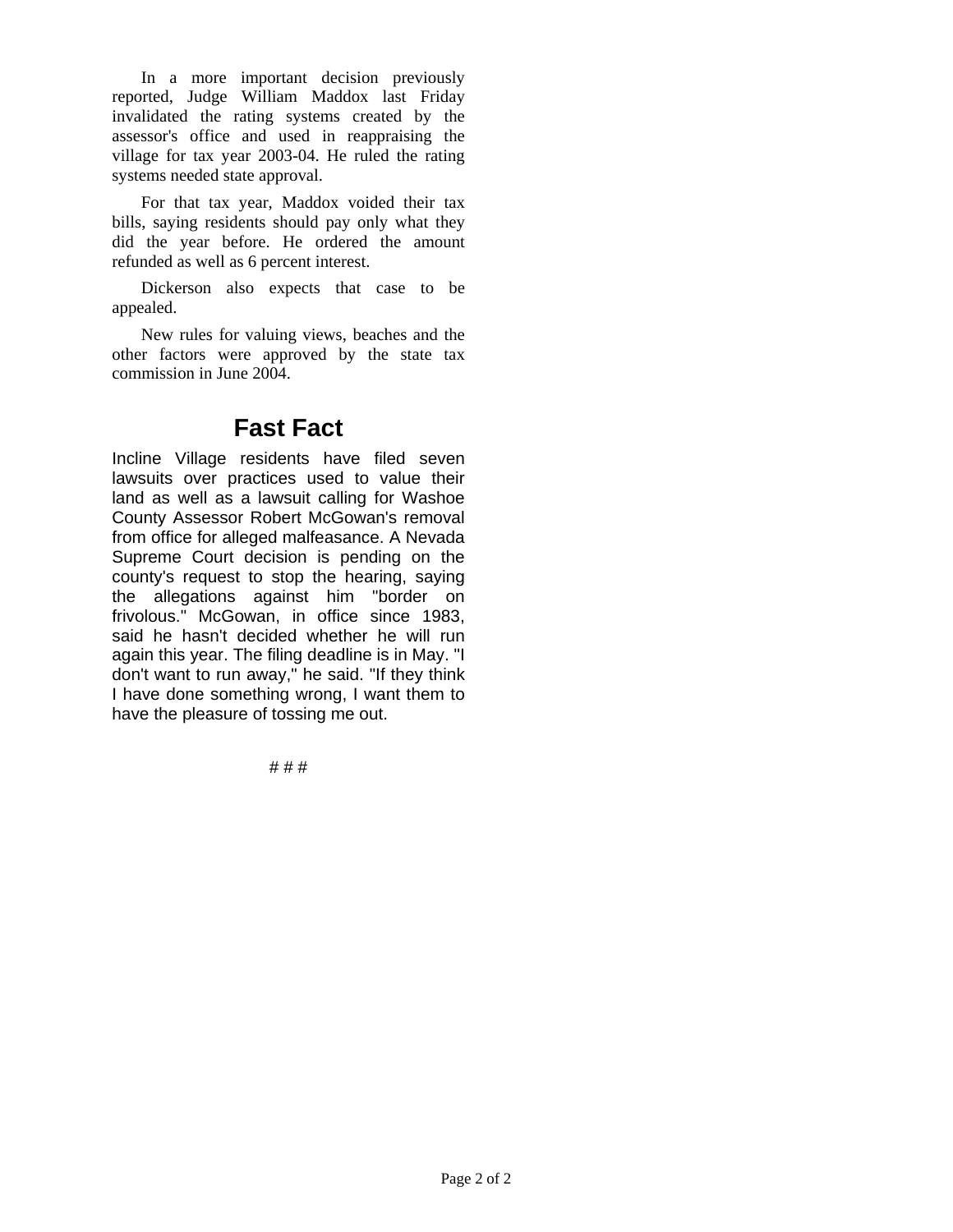In a more important decision previously reported, Judge William Maddox last Friday invalidated the rating systems created by the assessor's office and used in reappraising the village for tax year 2003-04. He ruled the rating systems needed state approval.

For that tax year, Maddox voided their tax bills, saying residents should pay only what they did the year before. He ordered the amount refunded as well as 6 percent interest.

Dickerson also expects that case to be appealed.

New rules for valuing views, beaches and the other factors were approved by the state tax commission in June 2004.

## Fast Fact

Incline Village residents have filed seven lawsuits over practices used to value their land as well as a lawsuit calling for Washoe County Assessor Robert McGowan's removal from office for alleged malfeasance. A Nevada Supreme Court decision is pending on the county's request to stop the hearing, saying the allegations against him "border on frivolous." McGowan, in office since 1983, said he hasn't decided whether he will run again this year. The filing deadline is in May. "I don't want to run away," he said. "If they think I have done something wrong, I want them to have the pleasure of tossing me out.

# # #